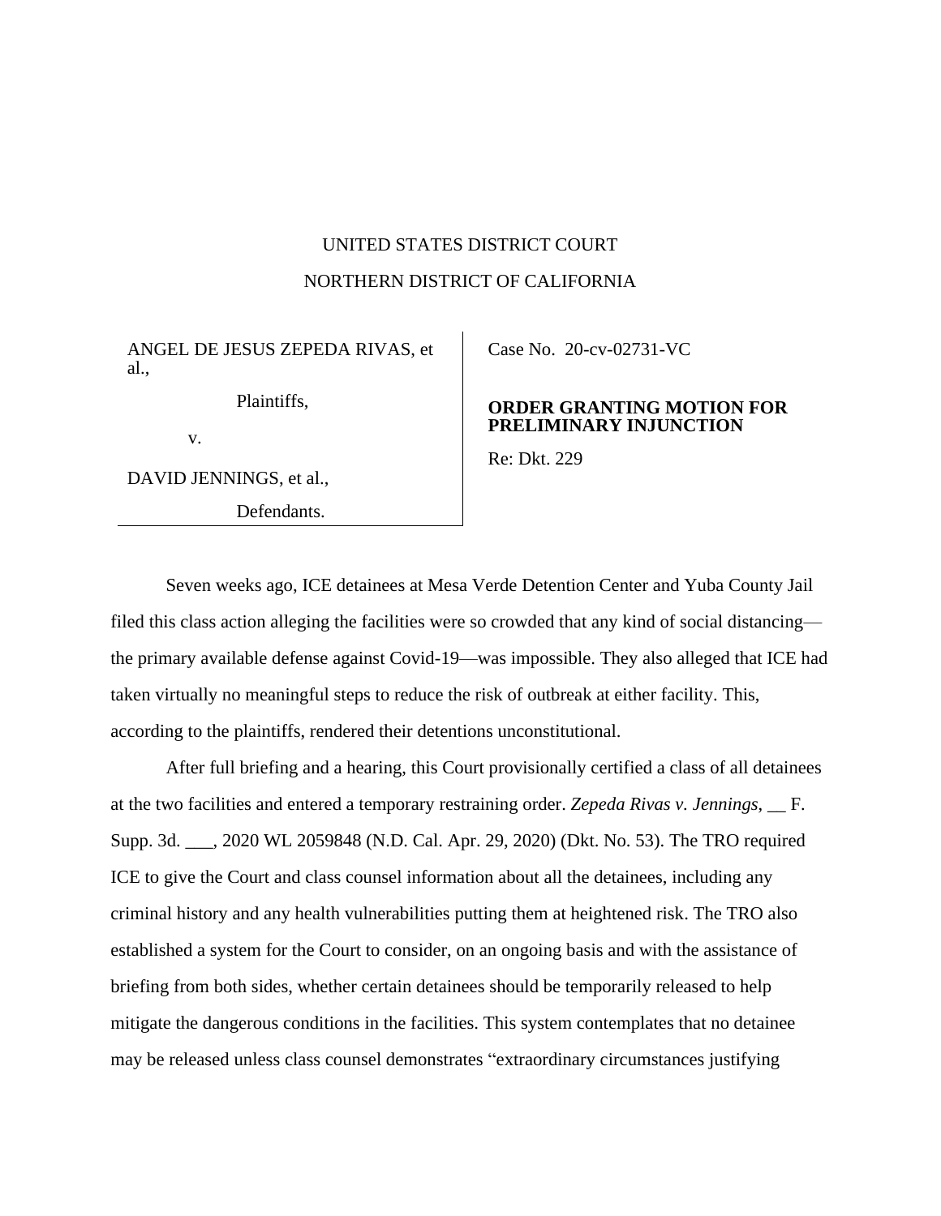UNITED STATES DISTRICT COURT

NORTHERN DISTRICT OF CALIFORNIA

ANGEL DE JESUS ZEPEDA RIVAS, et al.,

Plaintiffs,

v.

DAVID JENNINGS, et al.,

Defendants.

Case No. 20-cv-02731-VC

**ORDER GRANTING MOTION FOR PRELIMINARY INJUNCTION**

Re: Dkt. 229

Seven weeks ago, ICE detainees at Mesa Verde Detention Center and Yuba County Jail filed this class action alleging the facilities were so crowded that any kind of social distancing—the primary available defense against Covid-19—was impossible. They also alleged that ICE had taken virtually no meaningful steps to reduce the risk of outbreak at either facility. This, according to the plaintiffs, rendered their detentions unconstitutional.

After full briefing and a hearing, this Court provisionally certified a class of all detainees at the two facilities and entered a temporary restraining order. *Zepeda Rivas v. Jennings*, __ F. Supp. 3d. ___, 2020 WL 2059848 (N.D. Cal. Apr. 29, 2020) (Dkt. No. 53). The TRO required ICE to give the Court and class counsel information about all the detainees, including any criminal history and any health vulnerabilities putting them at heightened risk. The TRO also established a system for the Court to consider, on an ongoing basis and with the assistance of briefing from both sides, whether certain detainees should be temporarily released to help mitigate the dangerous conditions in the facilities. This system contemplates that no detainee may be released unless class counsel demonstrates "extraordinary circumstances justifying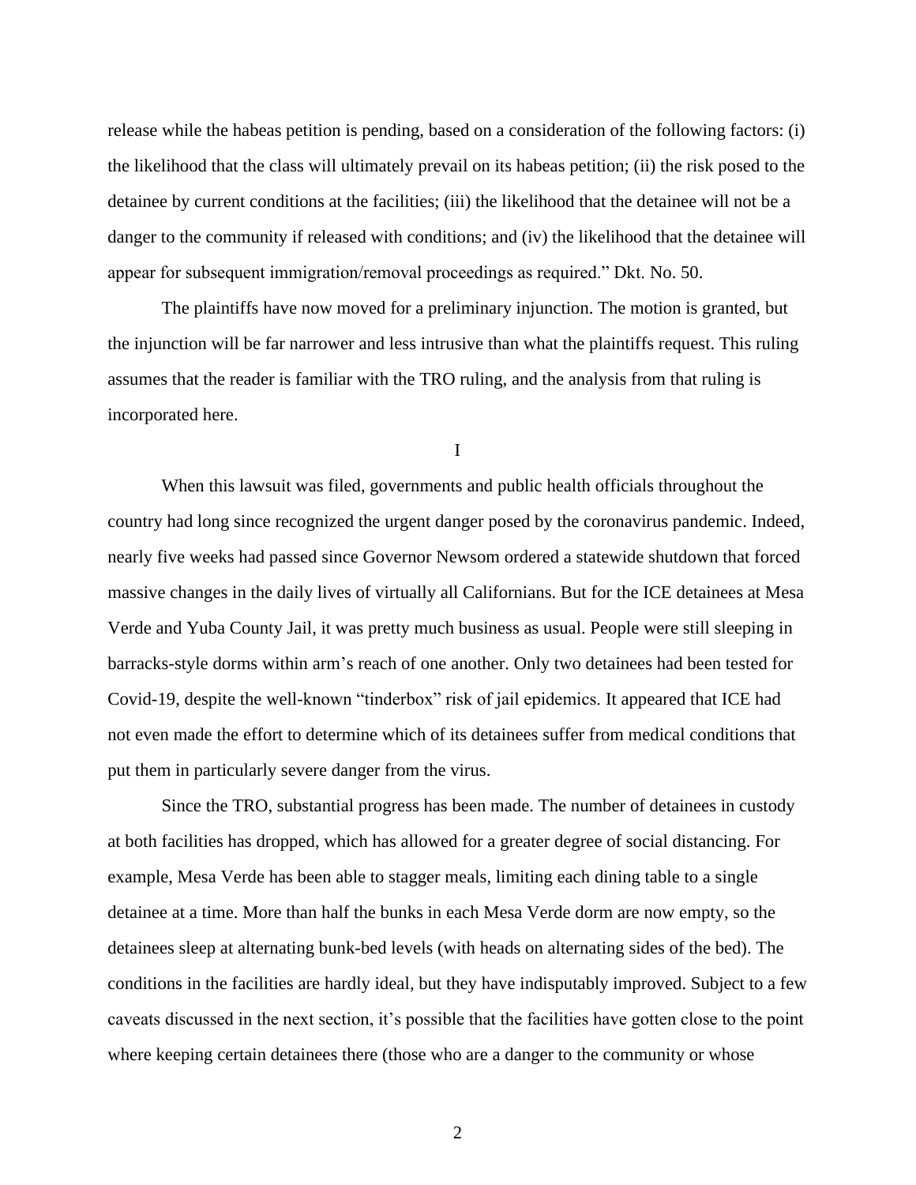release while the habeas petition is pending, based on a consideration of the following factors: (i) the likelihood that the class will ultimately prevail on its habeas petition; (ii) the risk posed to the detainee by current conditions at the facilities; (iii) the likelihood that the detainee will not be a danger to the community if released with conditions; and (iv) the likelihood that the detainee will appear for subsequent immigration/removal proceedings as required." Dkt. No. 50.

The plaintiffs have now moved for a preliminary injunction. The motion is granted, but the injunction will be far narrower and less intrusive than what the plaintiffs request. This ruling assumes that the reader is familiar with the TRO ruling, and the analysis from that ruling is incorporated here.

## I

When this lawsuit was filed, governments and public health officials throughout the country had long since recognized the urgent danger posed by the coronavirus pandemic. Indeed, nearly five weeks had passed since Governor Newsom ordered a statewide shutdown that forced massive changes in the daily lives of virtually all Californians. But for the ICE detainees at Mesa Verde and Yuba County Jail, it was pretty much business as usual. People were still sleeping in barracks-style dorms within arm's reach of one another. Only two detainees had been tested for Covid-19, despite the well-known "tinderbox" risk of jail epidemics. It appeared that ICE had not even made the effort to determine which of its detainees suffer from medical conditions that put them in particularly severe danger from the virus.

Since the TRO, substantial progress has been made. The number of detainees in custody at both facilities has dropped, which has allowed for a greater degree of social distancing. For example, Mesa Verde has been able to stagger meals, limiting each dining table to a single detainee at a time. More than half the bunks in each Mesa Verde dorm are now empty, so the detainees sleep at alternating bunk-bed levels (with heads on alternating sides of the bed). The conditions in the facilities are hardly ideal, but they have indisputably improved. Subject to a few caveats discussed in the next section, it's possible that the facilities have gotten close to the point where keeping certain detainees there (those who are a danger to the community or whose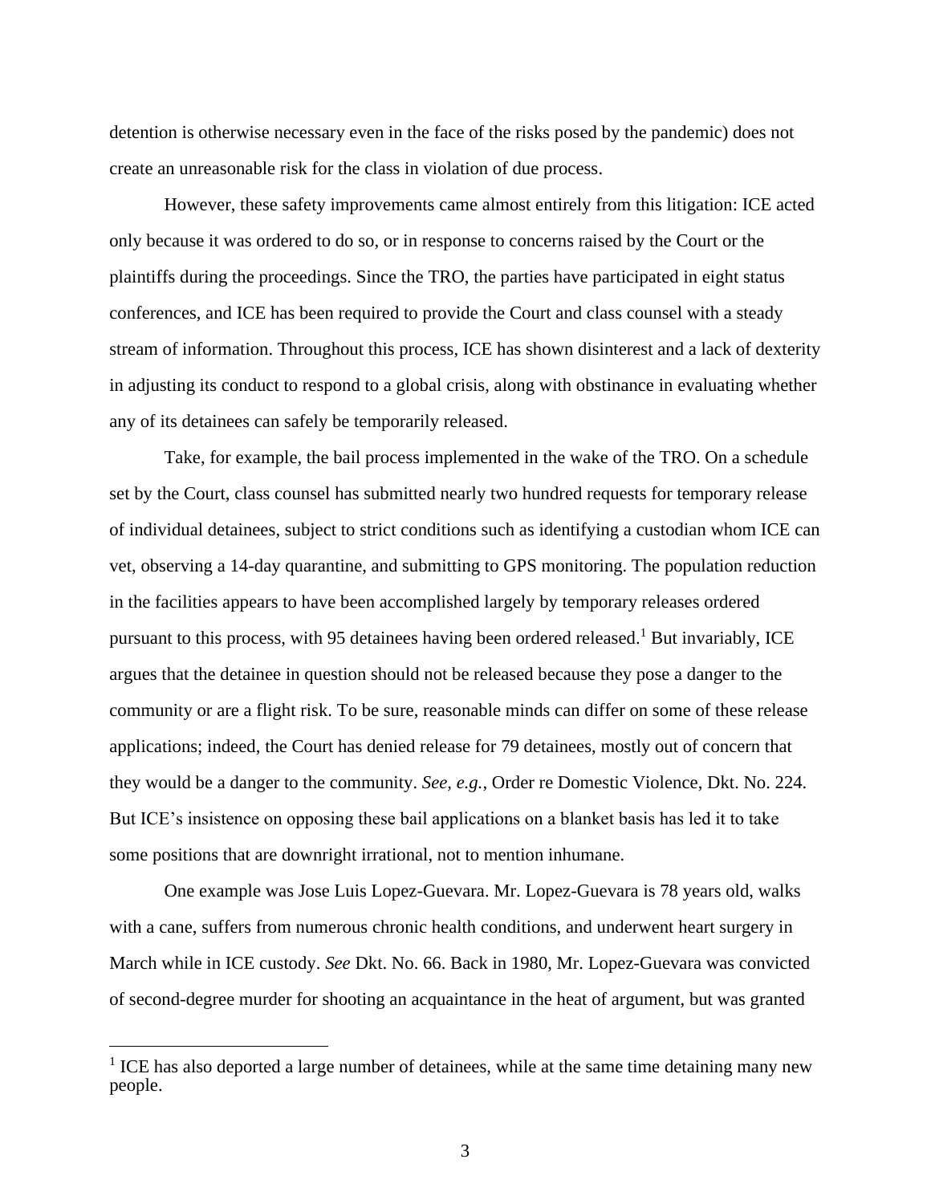detention is otherwise necessary even in the face of the risks posed by the pandemic) does not create an unreasonable risk for the class in violation of due process.

However, these safety improvements came almost entirely from this litigation: ICE acted only because it was ordered to do so, or in response to concerns raised by the Court or the plaintiffs during the proceedings. Since the TRO, the parties have participated in eight status conferences, and ICE has been required to provide the Court and class counsel with a steady stream of information. Throughout this process, ICE has shown disinterest and a lack of dexterity in adjusting its conduct to respond to a global crisis, along with obstinance in evaluating whether any of its detainees can safely be temporarily released.

Take, for example, the bail process implemented in the wake of the TRO. On a schedule set by the Court, class counsel has submitted nearly two hundred requests for temporary release of individual detainees, subject to strict conditions such as identifying a custodian whom ICE can vet, observing a 14-day quarantine, and submitting to GPS monitoring. The population reduction in the facilities appears to have been accomplished largely by temporary releases ordered pursuant to this process, with 95 detainees having been ordered released.[1] But invariably, ICE argues that the detainee in question should not be released because they pose a danger to the community or are a flight risk. To be sure, reasonable minds can differ on some of these release applications; indeed, the Court has denied release for 79 detainees, mostly out of concern that they would be a danger to the community. *See, e.g.*, Order re Domestic Violence, Dkt. No. 224. But ICE's insistence on opposing these bail applications on a blanket basis has led it to take some positions that are downright irrational, not to mention inhumane.

One example was Jose Luis Lopez-Guevara. Mr. Lopez-Guevara is 78 years old, walks with a cane, suffers from numerous chronic health conditions, and underwent heart surgery in March while in ICE custody. *See* Dkt. No. 66. Back in 1980, Mr. Lopez-Guevara was convicted of second-degree murder for shooting an acquaintance in the heat of argument, but was granted

---

[1] ICE has also deported a large number of detainees, while at the same time detaining many new people.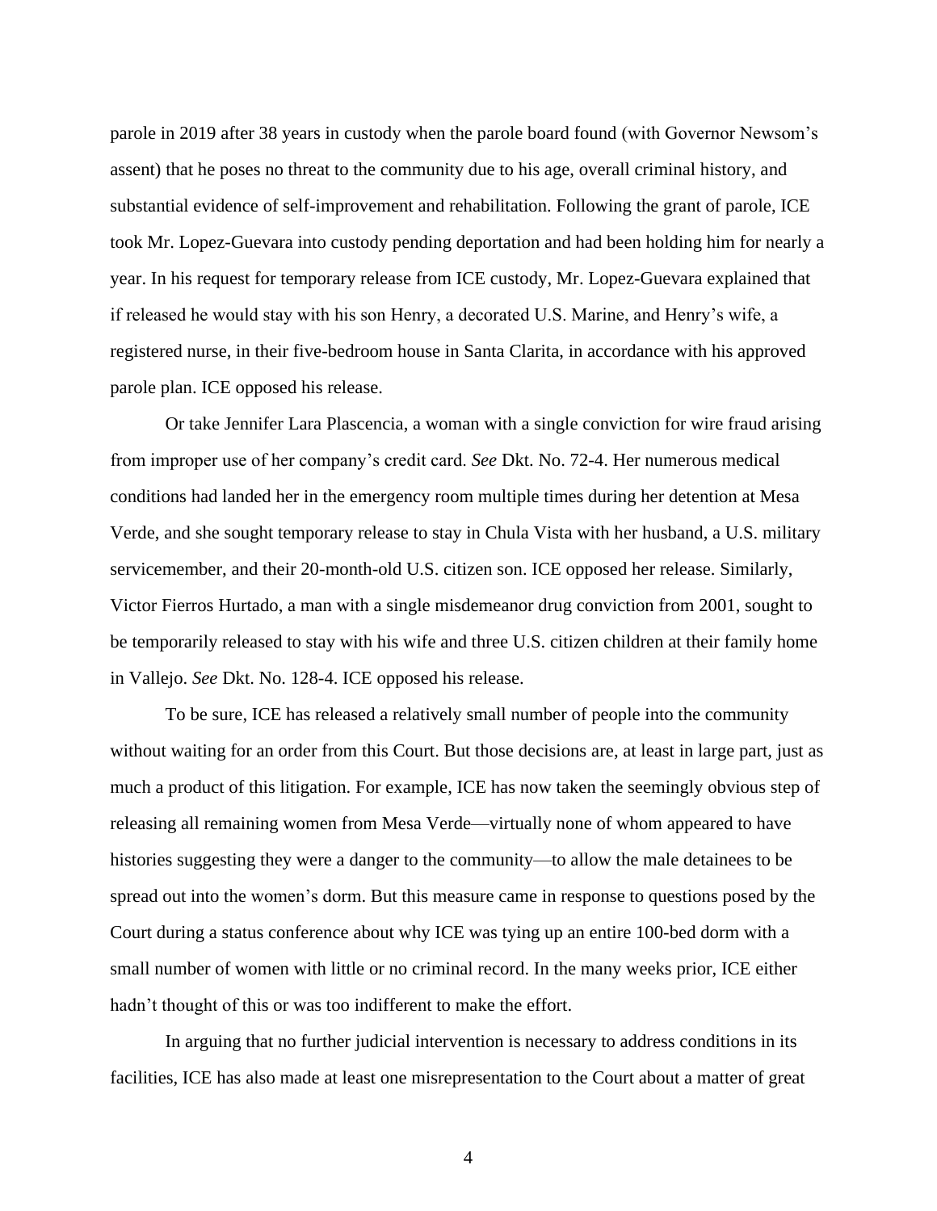parole in 2019 after 38 years in custody when the parole board found (with Governor Newsom's assent) that he poses no threat to the community due to his age, overall criminal history, and substantial evidence of self-improvement and rehabilitation. Following the grant of parole, ICE took Mr. Lopez-Guevara into custody pending deportation and had been holding him for nearly a year. In his request for temporary release from ICE custody, Mr. Lopez-Guevara explained that if released he would stay with his son Henry, a decorated U.S. Marine, and Henry's wife, a registered nurse, in their five-bedroom house in Santa Clarita, in accordance with his approved parole plan. ICE opposed his release.

Or take Jennifer Lara Plascencia, a woman with a single conviction for wire fraud arising from improper use of her company's credit card. *See* Dkt. No. 72-4. Her numerous medical conditions had landed her in the emergency room multiple times during her detention at Mesa Verde, and she sought temporary release to stay in Chula Vista with her husband, a U.S. military servicemember, and their 20-month-old U.S. citizen son. ICE opposed her release. Similarly, Victor Fierros Hurtado, a man with a single misdemeanor drug conviction from 2001, sought to be temporarily released to stay with his wife and three U.S. citizen children at their family home in Vallejo. *See* Dkt. No. 128-4. ICE opposed his release.

To be sure, ICE has released a relatively small number of people into the community without waiting for an order from this Court. But those decisions are, at least in large part, just as much a product of this litigation. For example, ICE has now taken the seemingly obvious step of releasing all remaining women from Mesa Verde—virtually none of whom appeared to have histories suggesting they were a danger to the community—to allow the male detainees to be spread out into the women's dorm. But this measure came in response to questions posed by the Court during a status conference about why ICE was tying up an entire 100-bed dorm with a small number of women with little or no criminal record. In the many weeks prior, ICE either hadn't thought of this or was too indifferent to make the effort.

In arguing that no further judicial intervention is necessary to address conditions in its facilities, ICE has also made at least one misrepresentation to the Court about a matter of great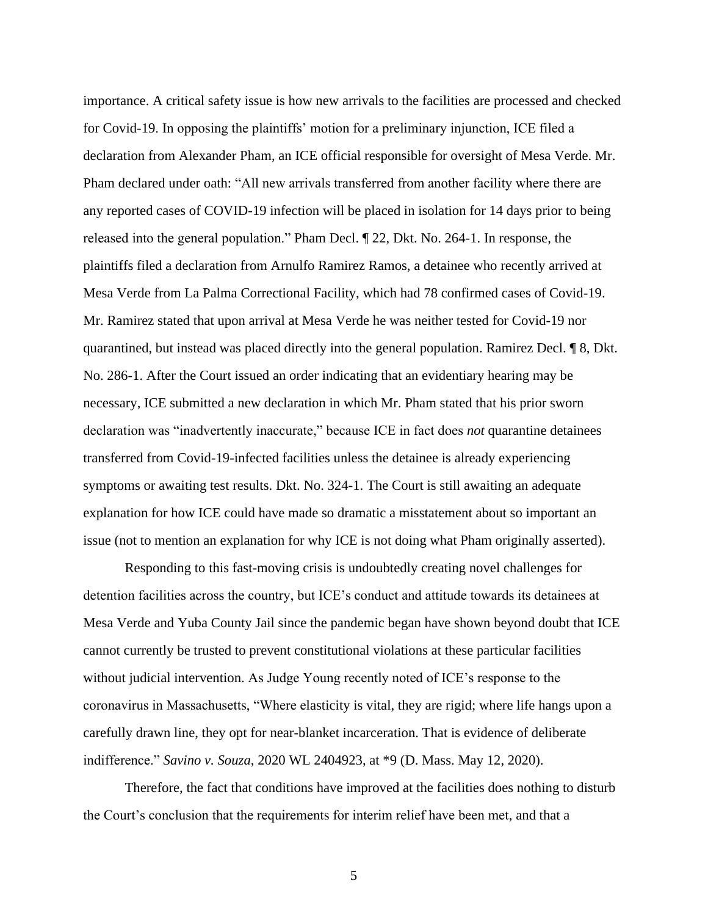importance. A critical safety issue is how new arrivals to the facilities are processed and checked for Covid-19. In opposing the plaintiffs' motion for a preliminary injunction, ICE filed a declaration from Alexander Pham, an ICE official responsible for oversight of Mesa Verde. Mr. Pham declared under oath: "All new arrivals transferred from another facility where there are any reported cases of COVID-19 infection will be placed in isolation for 14 days prior to being released into the general population." Pham Decl. ¶ 22, Dkt. No. 264-1. In response, the plaintiffs filed a declaration from Arnulfo Ramirez Ramos, a detainee who recently arrived at Mesa Verde from La Palma Correctional Facility, which had 78 confirmed cases of Covid-19. Mr. Ramirez stated that upon arrival at Mesa Verde he was neither tested for Covid-19 nor quarantined, but instead was placed directly into the general population. Ramirez Decl. ¶ 8, Dkt. No. 286-1. After the Court issued an order indicating that an evidentiary hearing may be necessary, ICE submitted a new declaration in which Mr. Pham stated that his prior sworn declaration was "inadvertently inaccurate," because ICE in fact does *not* quarantine detainees transferred from Covid-19-infected facilities unless the detainee is already experiencing symptoms or awaiting test results. Dkt. No. 324-1. The Court is still awaiting an adequate explanation for how ICE could have made so dramatic a misstatement about so important an issue (not to mention an explanation for why ICE is not doing what Pham originally asserted).

Responding to this fast-moving crisis is undoubtedly creating novel challenges for detention facilities across the country, but ICE's conduct and attitude towards its detainees at Mesa Verde and Yuba County Jail since the pandemic began have shown beyond doubt that ICE cannot currently be trusted to prevent constitutional violations at these particular facilities without judicial intervention. As Judge Young recently noted of ICE's response to the coronavirus in Massachusetts, "Where elasticity is vital, they are rigid; where life hangs upon a carefully drawn line, they opt for near-blanket incarceration. That is evidence of deliberate indifference." *Savino v. Souza*, 2020 WL 2404923, at *9 (D. Mass. May 12, 2020).

Therefore, the fact that conditions have improved at the facilities does nothing to disturb the Court's conclusion that the requirements for interim relief have been met, and that a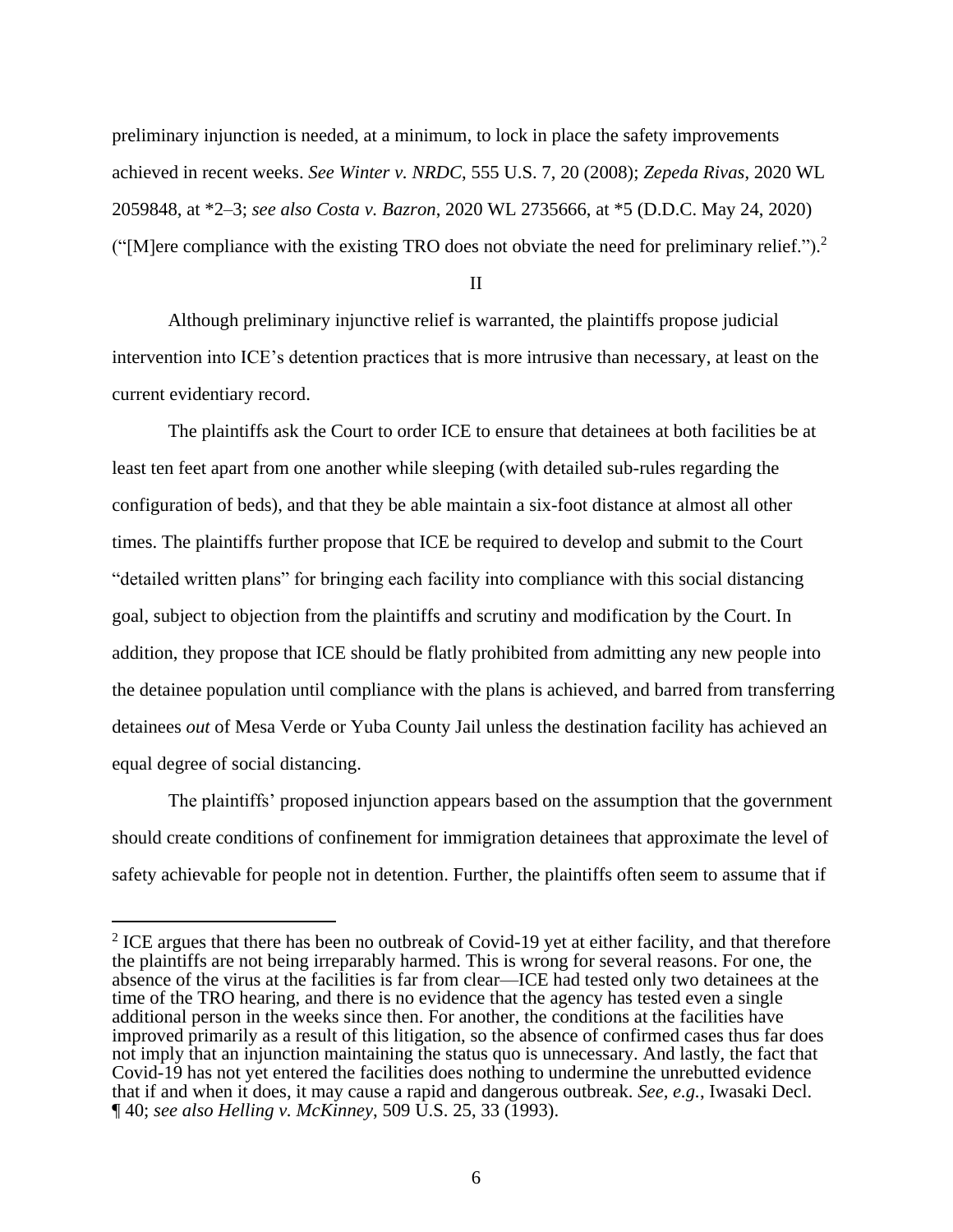preliminary injunction is needed, at a minimum, to lock in place the safety improvements achieved in recent weeks. *See Winter v. NRDC*, 555 U.S. 7, 20 (2008); *Zepeda Rivas*, 2020 WL 2059848, at *2–3; *see also Costa v. Bazron*, 2020 WL 2735666, at *5 (D.D.C. May 24, 2020) ("[M]ere compliance with the existing TRO does not obviate the need for preliminary relief.").[2]

## II

Although preliminary injunctive relief is warranted, the plaintiffs propose judicial intervention into ICE's detention practices that is more intrusive than necessary, at least on the current evidentiary record.

The plaintiffs ask the Court to order ICE to ensure that detainees at both facilities be at least ten feet apart from one another while sleeping (with detailed sub-rules regarding the configuration of beds), and that they be able maintain a six-foot distance at almost all other times. The plaintiffs further propose that ICE be required to develop and submit to the Court "detailed written plans" for bringing each facility into compliance with this social distancing goal, subject to objection from the plaintiffs and scrutiny and modification by the Court. In addition, they propose that ICE should be flatly prohibited from admitting any new people into the detainee population until compliance with the plans is achieved, and barred from transferring detainees *out* of Mesa Verde or Yuba County Jail unless the destination facility has achieved an equal degree of social distancing.

The plaintiffs' proposed injunction appears based on the assumption that the government should create conditions of confinement for immigration detainees that approximate the level of safety achievable for people not in detention. Further, the plaintiffs often seem to assume that if

[2] ICE argues that there has been no outbreak of Covid-19 yet at either facility, and that therefore the plaintiffs are not being irreparably harmed. This is wrong for several reasons. For one, the absence of the virus at the facilities is far from clear—ICE had tested only two detainees at the time of the TRO hearing, and there is no evidence that the agency has tested even a single additional person in the weeks since then. For another, the conditions at the facilities have improved primarily as a result of this litigation, so the absence of confirmed cases thus far does not imply that an injunction maintaining the status quo is unnecessary. And lastly, the fact that Covid-19 has not yet entered the facilities does nothing to undermine the unrebutted evidence that if and when it does, it may cause a rapid and dangerous outbreak. *See, e.g.*, Iwasaki Decl. ¶ 40; *see also Helling v. McKinney*, 509 U.S. 25, 33 (1993).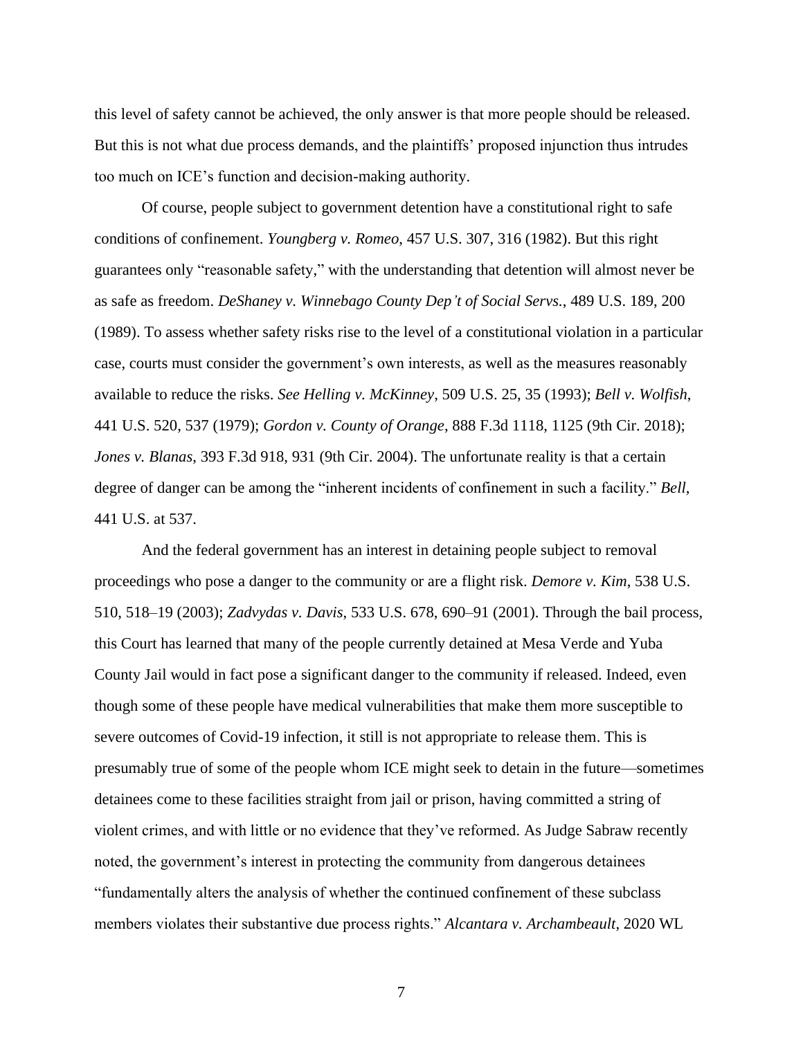this level of safety cannot be achieved, the only answer is that more people should be released. But this is not what due process demands, and the plaintiffs' proposed injunction thus intrudes too much on ICE's function and decision-making authority.

Of course, people subject to government detention have a constitutional right to safe conditions of confinement. *Youngberg v. Romeo*, 457 U.S. 307, 316 (1982). But this right guarantees only "reasonable safety," with the understanding that detention will almost never be as safe as freedom. *DeShaney v. Winnebago County Dep't of Social Servs.*, 489 U.S. 189, 200 (1989). To assess whether safety risks rise to the level of a constitutional violation in a particular case, courts must consider the government's own interests, as well as the measures reasonably available to reduce the risks. *See Helling v. McKinney*, 509 U.S. 25, 35 (1993); *Bell v. Wolfish*, 441 U.S. 520, 537 (1979); *Gordon v. County of Orange*, 888 F.3d 1118, 1125 (9th Cir. 2018); *Jones v. Blanas*, 393 F.3d 918, 931 (9th Cir. 2004). The unfortunate reality is that a certain degree of danger can be among the "inherent incidents of confinement in such a facility." *Bell*, 441 U.S. at 537.

And the federal government has an interest in detaining people subject to removal proceedings who pose a danger to the community or are a flight risk. *Demore v. Kim*, 538 U.S. 510, 518–19 (2003); *Zadvydas v. Davis*, 533 U.S. 678, 690–91 (2001). Through the bail process, this Court has learned that many of the people currently detained at Mesa Verde and Yuba County Jail would in fact pose a significant danger to the community if released. Indeed, even though some of these people have medical vulnerabilities that make them more susceptible to severe outcomes of Covid-19 infection, it still is not appropriate to release them. This is presumably true of some of the people whom ICE might seek to detain in the future—sometimes detainees come to these facilities straight from jail or prison, having committed a string of violent crimes, and with little or no evidence that they've reformed. As Judge Sabraw recently noted, the government's interest in protecting the community from dangerous detainees "fundamentally alters the analysis of whether the continued confinement of these subclass members violates their substantive due process rights." *Alcantara v. Archambeault*, 2020 WL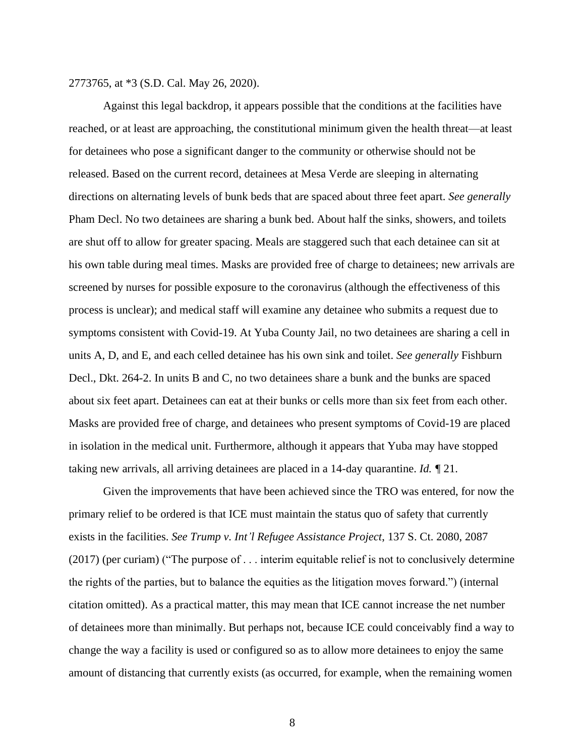2773765, at *3 (S.D. Cal. May 26, 2020).

Against this legal backdrop, it appears possible that the conditions at the facilities have reached, or at least are approaching, the constitutional minimum given the health threat—at least for detainees who pose a significant danger to the community or otherwise should not be released. Based on the current record, detainees at Mesa Verde are sleeping in alternating directions on alternating levels of bunk beds that are spaced about three feet apart. *See generally* Pham Decl. No two detainees are sharing a bunk bed. About half the sinks, showers, and toilets are shut off to allow for greater spacing. Meals are staggered such that each detainee can sit at his own table during meal times. Masks are provided free of charge to detainees; new arrivals are screened by nurses for possible exposure to the coronavirus (although the effectiveness of this process is unclear); and medical staff will examine any detainee who submits a request due to symptoms consistent with Covid-19. At Yuba County Jail, no two detainees are sharing a cell in units A, D, and E, and each celled detainee has his own sink and toilet. *See generally* Fishburn Decl., Dkt. 264-2. In units B and C, no two detainees share a bunk and the bunks are spaced about six feet apart. Detainees can eat at their bunks or cells more than six feet from each other. Masks are provided free of charge, and detainees who present symptoms of Covid-19 are placed in isolation in the medical unit. Furthermore, although it appears that Yuba may have stopped taking new arrivals, all arriving detainees are placed in a 14-day quarantine. *Id.* ¶ 21.

Given the improvements that have been achieved since the TRO was entered, for now the primary relief to be ordered is that ICE must maintain the status quo of safety that currently exists in the facilities. *See Trump v. Int'l Refugee Assistance Project*, 137 S. Ct. 2080, 2087 (2017) (per curiam) ("The purpose of . . . interim equitable relief is not to conclusively determine the rights of the parties, but to balance the equities as the litigation moves forward.") (internal citation omitted). As a practical matter, this may mean that ICE cannot increase the net number of detainees more than minimally. But perhaps not, because ICE could conceivably find a way to change the way a facility is used or configured so as to allow more detainees to enjoy the same amount of distancing that currently exists (as occurred, for example, when the remaining women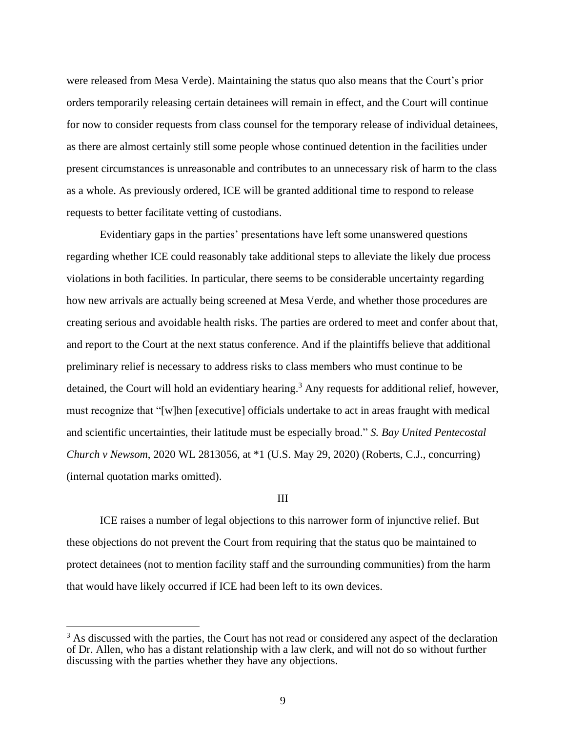were released from Mesa Verde). Maintaining the status quo also means that the Court's prior orders temporarily releasing certain detainees will remain in effect, and the Court will continue for now to consider requests from class counsel for the temporary release of individual detainees, as there are almost certainly still some people whose continued detention in the facilities under present circumstances is unreasonable and contributes to an unnecessary risk of harm to the class as a whole. As previously ordered, ICE will be granted additional time to respond to release requests to better facilitate vetting of custodians.

Evidentiary gaps in the parties' presentations have left some unanswered questions regarding whether ICE could reasonably take additional steps to alleviate the likely due process violations in both facilities. In particular, there seems to be considerable uncertainty regarding how new arrivals are actually being screened at Mesa Verde, and whether those procedures are creating serious and avoidable health risks. The parties are ordered to meet and confer about that, and report to the Court at the next status conference. And if the plaintiffs believe that additional preliminary relief is necessary to address risks to class members who must continue to be detained, the Court will hold an evidentiary hearing.[3] Any requests for additional relief, however, must recognize that "[w]hen [executive] officials undertake to act in areas fraught with medical and scientific uncertainties, their latitude must be especially broad." *S. Bay United Pentecostal Church v Newsom*, 2020 WL 2813056, at *1 (U.S. May 29, 2020) (Roberts, C.J., concurring) (internal quotation marks omitted).

## III

ICE raises a number of legal objections to this narrower form of injunctive relief. But these objections do not prevent the Court from requiring that the status quo be maintained to protect detainees (not to mention facility staff and the surrounding communities) from the harm that would have likely occurred if ICE had been left to its own devices.

---

[3] As discussed with the parties, the Court has not read or considered any aspect of the declaration of Dr. Allen, who has a distant relationship with a law clerk, and will not do so without further discussing with the parties whether they have any objections.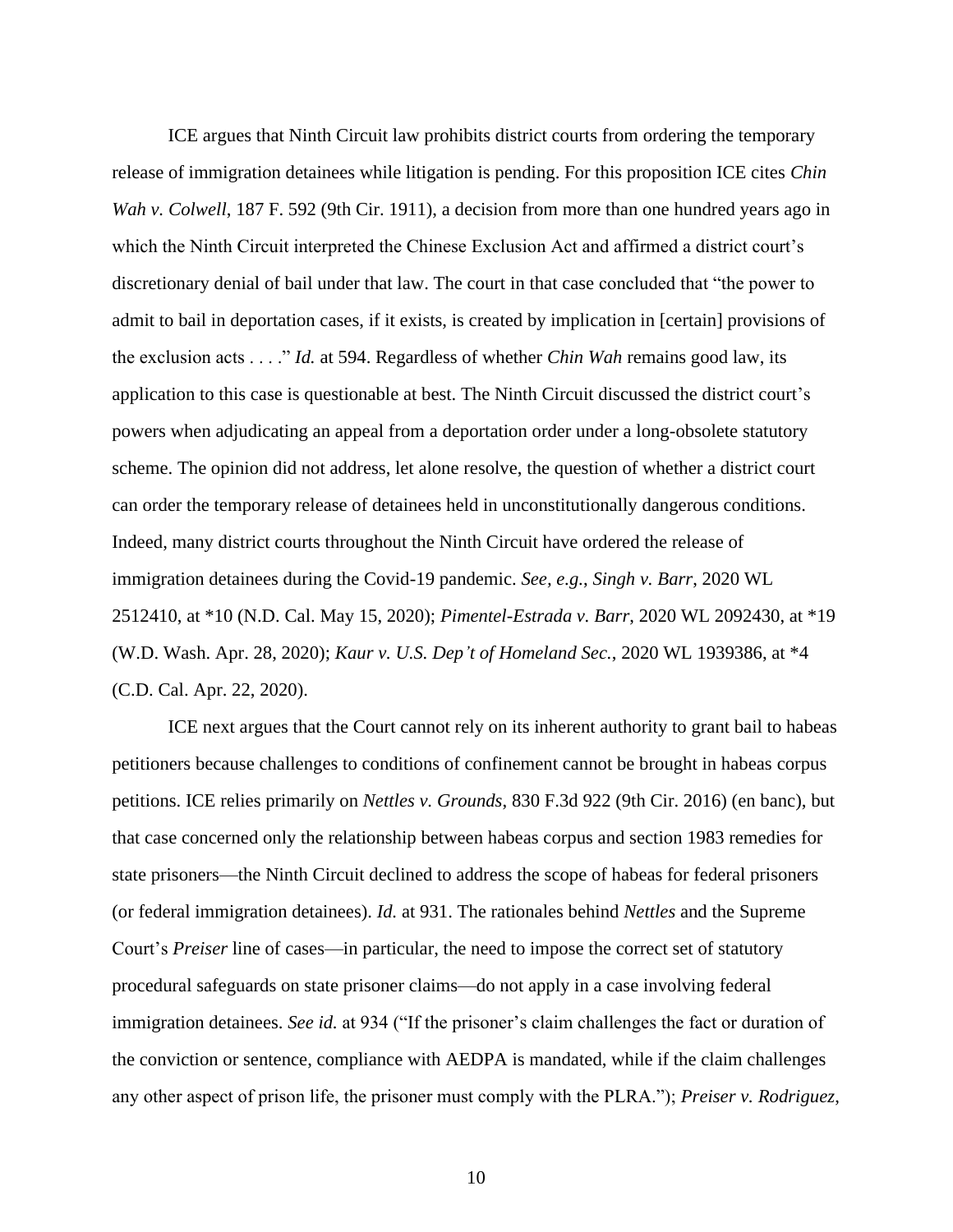ICE argues that Ninth Circuit law prohibits district courts from ordering the temporary release of immigration detainees while litigation is pending. For this proposition ICE cites *Chin Wah v. Colwell*, 187 F. 592 (9th Cir. 1911), a decision from more than one hundred years ago in which the Ninth Circuit interpreted the Chinese Exclusion Act and affirmed a district court's discretionary denial of bail under that law. The court in that case concluded that "the power to admit to bail in deportation cases, if it exists, is created by implication in [certain] provisions of the exclusion acts . . . ." *Id.* at 594. Regardless of whether *Chin Wah* remains good law, its application to this case is questionable at best. The Ninth Circuit discussed the district court's powers when adjudicating an appeal from a deportation order under a long-obsolete statutory scheme. The opinion did not address, let alone resolve, the question of whether a district court can order the temporary release of detainees held in unconstitutionally dangerous conditions. Indeed, many district courts throughout the Ninth Circuit have ordered the release of immigration detainees during the Covid-19 pandemic. *See, e.g.*, *Singh v. Barr*, 2020 WL 2512410, at *10 (N.D. Cal. May 15, 2020); *Pimentel-Estrada v. Barr*, 2020 WL 2092430, at *19 (W.D. Wash. Apr. 28, 2020); *Kaur v. U.S. Dep't of Homeland Sec.*, 2020 WL 1939386, at *4 (C.D. Cal. Apr. 22, 2020).

ICE next argues that the Court cannot rely on its inherent authority to grant bail to habeas petitioners because challenges to conditions of confinement cannot be brought in habeas corpus petitions. ICE relies primarily on *Nettles v. Grounds*, 830 F.3d 922 (9th Cir. 2016) (en banc), but that case concerned only the relationship between habeas corpus and section 1983 remedies for state prisoners—the Ninth Circuit declined to address the scope of habeas for federal prisoners (or federal immigration detainees). *Id.* at 931. The rationales behind *Nettles* and the Supreme Court's *Preiser* line of cases—in particular, the need to impose the correct set of statutory procedural safeguards on state prisoner claims—do not apply in a case involving federal immigration detainees. *See id.* at 934 ("If the prisoner's claim challenges the fact or duration of the conviction or sentence, compliance with AEDPA is mandated, while if the claim challenges any other aspect of prison life, the prisoner must comply with the PLRA."); *Preiser v. Rodriguez*,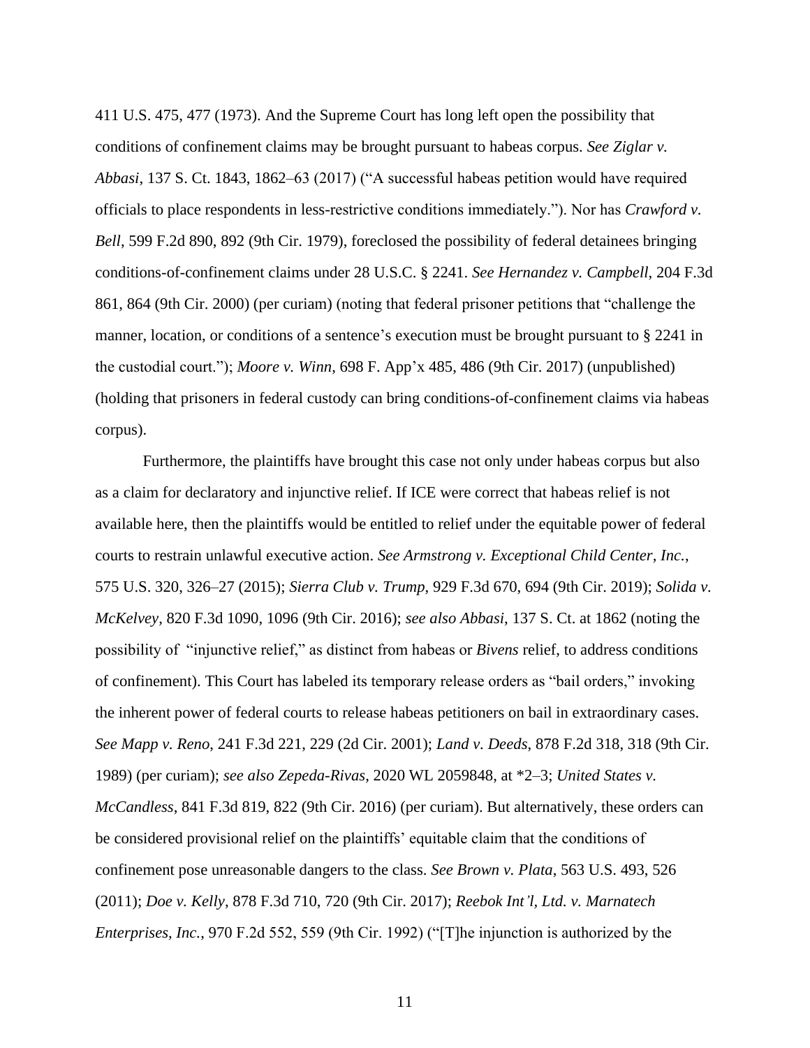411 U.S. 475, 477 (1973). And the Supreme Court has long left open the possibility that conditions of confinement claims may be brought pursuant to habeas corpus. *See Ziglar v. Abbasi*, 137 S. Ct. 1843, 1862–63 (2017) ("A successful habeas petition would have required officials to place respondents in less-restrictive conditions immediately."). Nor has *Crawford v. Bell*, 599 F.2d 890, 892 (9th Cir. 1979), foreclosed the possibility of federal detainees bringing conditions-of-confinement claims under 28 U.S.C. § 2241. *See Hernandez v. Campbell*, 204 F.3d 861, 864 (9th Cir. 2000) (per curiam) (noting that federal prisoner petitions that "challenge the manner, location, or conditions of a sentence's execution must be brought pursuant to § 2241 in the custodial court."); *Moore v. Winn*, 698 F. App'x 485, 486 (9th Cir. 2017) (unpublished) (holding that prisoners in federal custody can bring conditions-of-confinement claims via habeas corpus).

Furthermore, the plaintiffs have brought this case not only under habeas corpus but also as a claim for declaratory and injunctive relief. If ICE were correct that habeas relief is not available here, then the plaintiffs would be entitled to relief under the equitable power of federal courts to restrain unlawful executive action. *See Armstrong v. Exceptional Child Center, Inc.*, 575 U.S. 320, 326–27 (2015); *Sierra Club v. Trump*, 929 F.3d 670, 694 (9th Cir. 2019); *Solida v. McKelvey*, 820 F.3d 1090, 1096 (9th Cir. 2016); *see also Abbasi*, 137 S. Ct. at 1862 (noting the possibility of "injunctive relief," as distinct from habeas or *Bivens* relief, to address conditions of confinement). This Court has labeled its temporary release orders as "bail orders," invoking the inherent power of federal courts to release habeas petitioners on bail in extraordinary cases. *See Mapp v. Reno*, 241 F.3d 221, 229 (2d Cir. 2001); *Land v. Deeds*, 878 F.2d 318, 318 (9th Cir. 1989) (per curiam); *see also Zepeda-Rivas*, 2020 WL 2059848, at *2–3; *United States v. McCandless*, 841 F.3d 819, 822 (9th Cir. 2016) (per curiam). But alternatively, these orders can be considered provisional relief on the plaintiffs' equitable claim that the conditions of confinement pose unreasonable dangers to the class. *See Brown v. Plata*, 563 U.S. 493, 526 (2011); *Doe v. Kelly*, 878 F.3d 710, 720 (9th Cir. 2017); *Reebok Int'l, Ltd. v. Marnatech Enterprises, Inc.*, 970 F.2d 552, 559 (9th Cir. 1992) ("[T]he injunction is authorized by the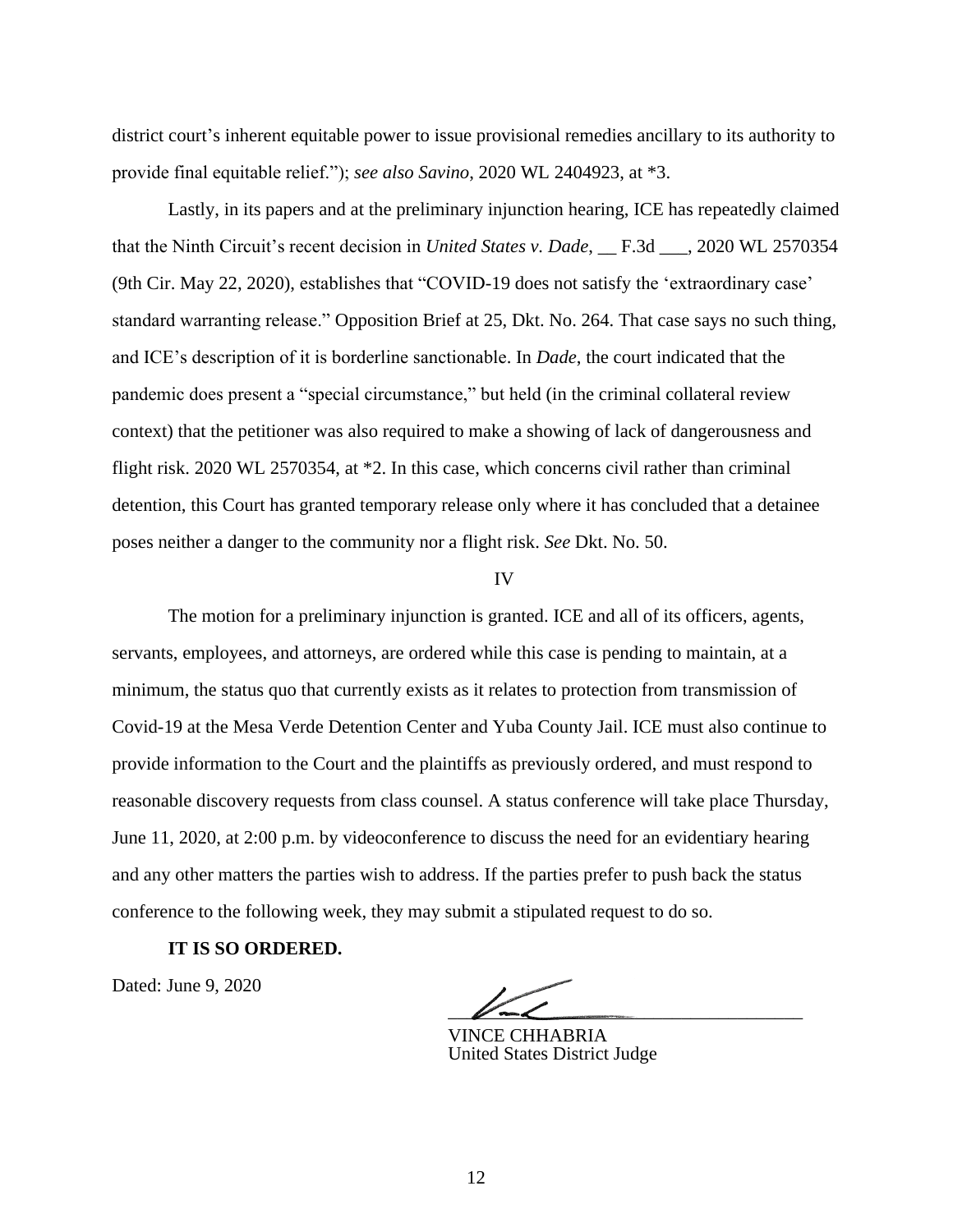district court's inherent equitable power to issue provisional remedies ancillary to its authority to provide final equitable relief."); *see also Savino*, 2020 WL 2404923, at *3.

Lastly, in its papers and at the preliminary injunction hearing, ICE has repeatedly claimed that the Ninth Circuit's recent decision in *United States v. Dade*, __ F.3d ___, 2020 WL 2570354 (9th Cir. May 22, 2020), establishes that "COVID-19 does not satisfy the 'extraordinary case' standard warranting release." Opposition Brief at 25, Dkt. No. 264. That case says no such thing, and ICE's description of it is borderline sanctionable. In *Dade*, the court indicated that the pandemic does present a "special circumstance," but held (in the criminal collateral review context) that the petitioner was also required to make a showing of lack of dangerousness and flight risk. 2020 WL 2570354, at *2. In this case, which concerns civil rather than criminal detention, this Court has granted temporary release only where it has concluded that a detainee poses neither a danger to the community nor a flight risk. *See* Dkt. No. 50.

IV

The motion for a preliminary injunction is granted. ICE and all of its officers, agents, servants, employees, and attorneys, are ordered while this case is pending to maintain, at a minimum, the status quo that currently exists as it relates to protection from transmission of Covid-19 at the Mesa Verde Detention Center and Yuba County Jail. ICE must also continue to provide information to the Court and the plaintiffs as previously ordered, and must respond to reasonable discovery requests from class counsel. A status conference will take place Thursday, June 11, 2020, at 2:00 p.m. by videoconference to discuss the need for an evidentiary hearing and any other matters the parties wish to address. If the parties prefer to push back the status conference to the following week, they may submit a stipulated request to do so.

**IT IS SO ORDERED.**

Dated: June 9, 2020

VINCE CHHABRIA
United States District Judge